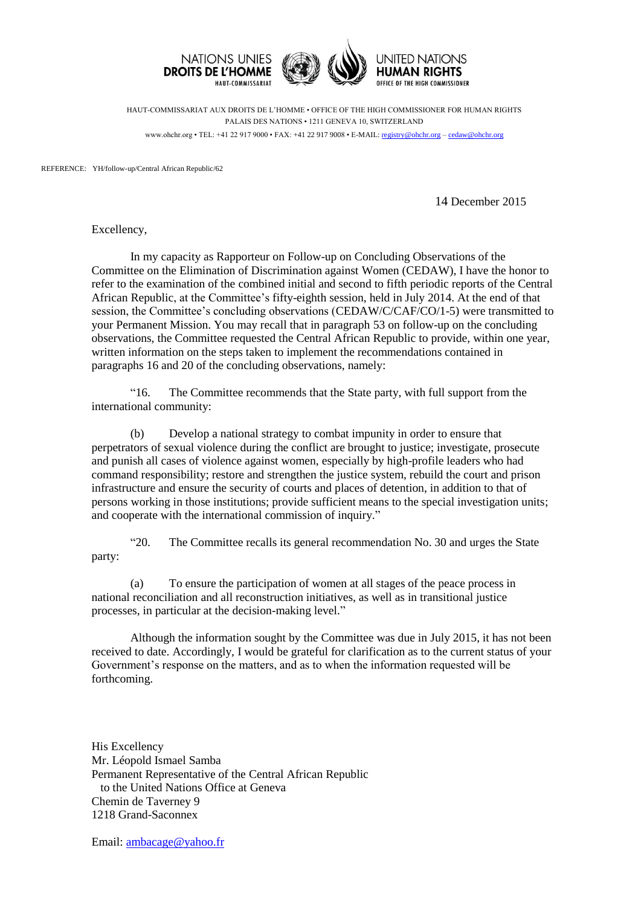NATIONS UNIES
**DROITS DE L'HOMME**
HAUT-COMMISSARIAT

UNITED NATIONS
**HUMAN RIGHTS**
OFFICE OF THE HIGH COMMISSIONER

HAUT-COMMISSARIAT AUX DROITS DE L'HOMME • OFFICE OF THE HIGH COMMISSIONER FOR HUMAN RIGHTS
PALAIS DES NATIONS • 1211 GENEVA 10, SWITZERLAND
www.ohchr.org • TEL: +41 22 917 9000 • FAX: +41 22 917 9008 • E-MAIL: registry@ohchr.org – cedaw@ohchr.org

REFERENCE: YH/follow-up/Central African Republic/62

14 December 2015

Excellency,

In my capacity as Rapporteur on Follow-up on Concluding Observations of the Committee on the Elimination of Discrimination against Women (CEDAW), I have the honor to refer to the examination of the combined initial and second to fifth periodic reports of the Central African Republic, at the Committee's fifty-eighth session, held in July 2014. At the end of that session, the Committee's concluding observations (CEDAW/C/CAF/CO/1-5) were transmitted to your Permanent Mission. You may recall that in paragraph 53 on follow-up on the concluding observations, the Committee requested the Central African Republic to provide, within one year, written information on the steps taken to implement the recommendations contained in paragraphs 16 and 20 of the concluding observations, namely:

"16. The Committee recommends that the State party, with full support from the international community:

(b) Develop a national strategy to combat impunity in order to ensure that perpetrators of sexual violence during the conflict are brought to justice; investigate, prosecute and punish all cases of violence against women, especially by high-profile leaders who had command responsibility; restore and strengthen the justice system, rebuild the court and prison infrastructure and ensure the security of courts and places of detention, in addition to that of persons working in those institutions; provide sufficient means to the special investigation units; and cooperate with the international commission of inquiry."

"20. The Committee recalls its general recommendation No. 30 and urges the State party:

(a) To ensure the participation of women at all stages of the peace process in national reconciliation and all reconstruction initiatives, as well as in transitional justice processes, in particular at the decision-making level."

Although the information sought by the Committee was due in July 2015, it has not been received to date. Accordingly, I would be grateful for clarification as to the current status of your Government's response on the matters, and as to when the information requested will be forthcoming.

His Excellency
Mr. Léopold Ismael Samba
Permanent Representative of the Central African Republic
to the United Nations Office at Geneva
Chemin de Taverney 9
1218 Grand-Saconnex

Email: ambacage@yahoo.fr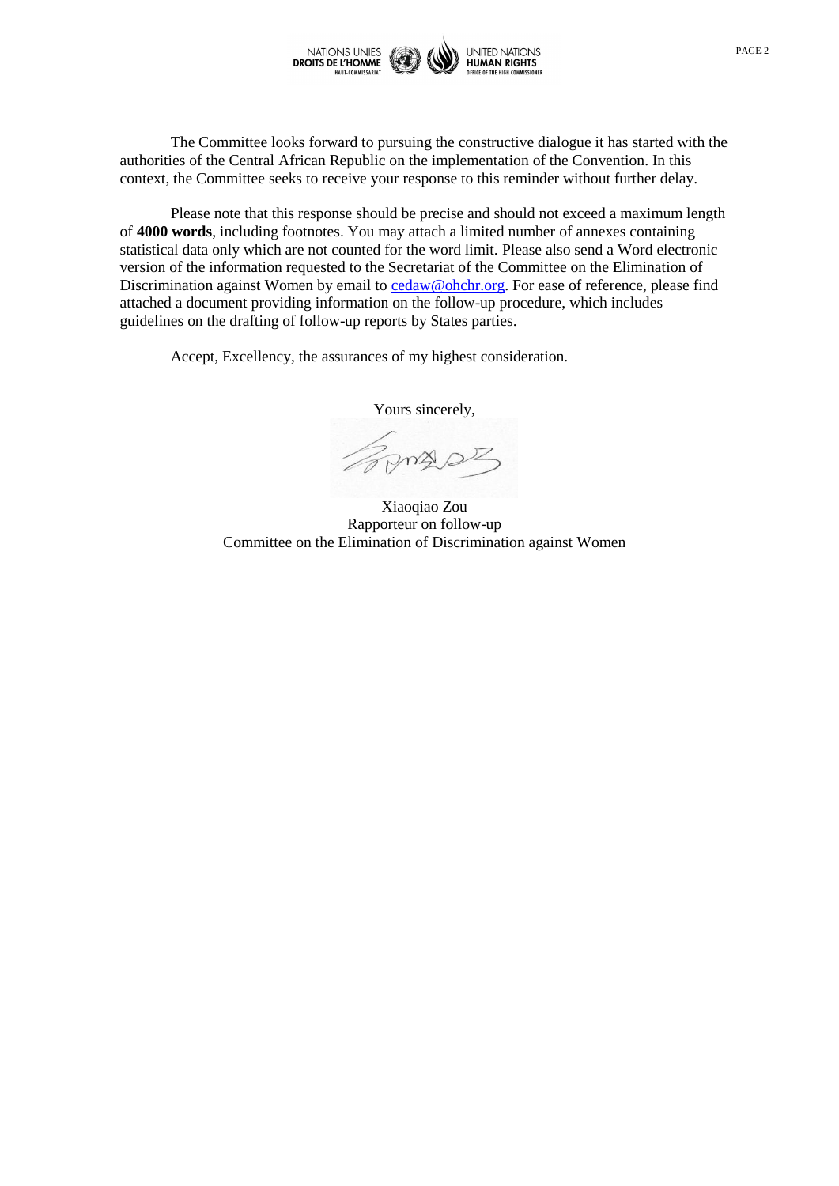The Committee looks forward to pursuing the constructive dialogue it has started with the authorities of the Central African Republic on the implementation of the Convention. In this context, the Committee seeks to receive your response to this reminder without further delay.

Please note that this response should be precise and should not exceed a maximum length of **4000 words**, including footnotes. You may attach a limited number of annexes containing statistical data only which are not counted for the word limit. Please also send a Word electronic version of the information requested to the Secretariat of the Committee on the Elimination of Discrimination against Women by email to cedaw@ohchr.org. For ease of reference, please find attached a document providing information on the follow-up procedure, which includes guidelines on the drafting of follow-up reports by States parties.

Accept, Excellency, the assurances of my highest consideration.

Yours sincerely,

Xiaoqiao Zou
Rapporteur on follow-up
Committee on the Elimination of Discrimination against Women